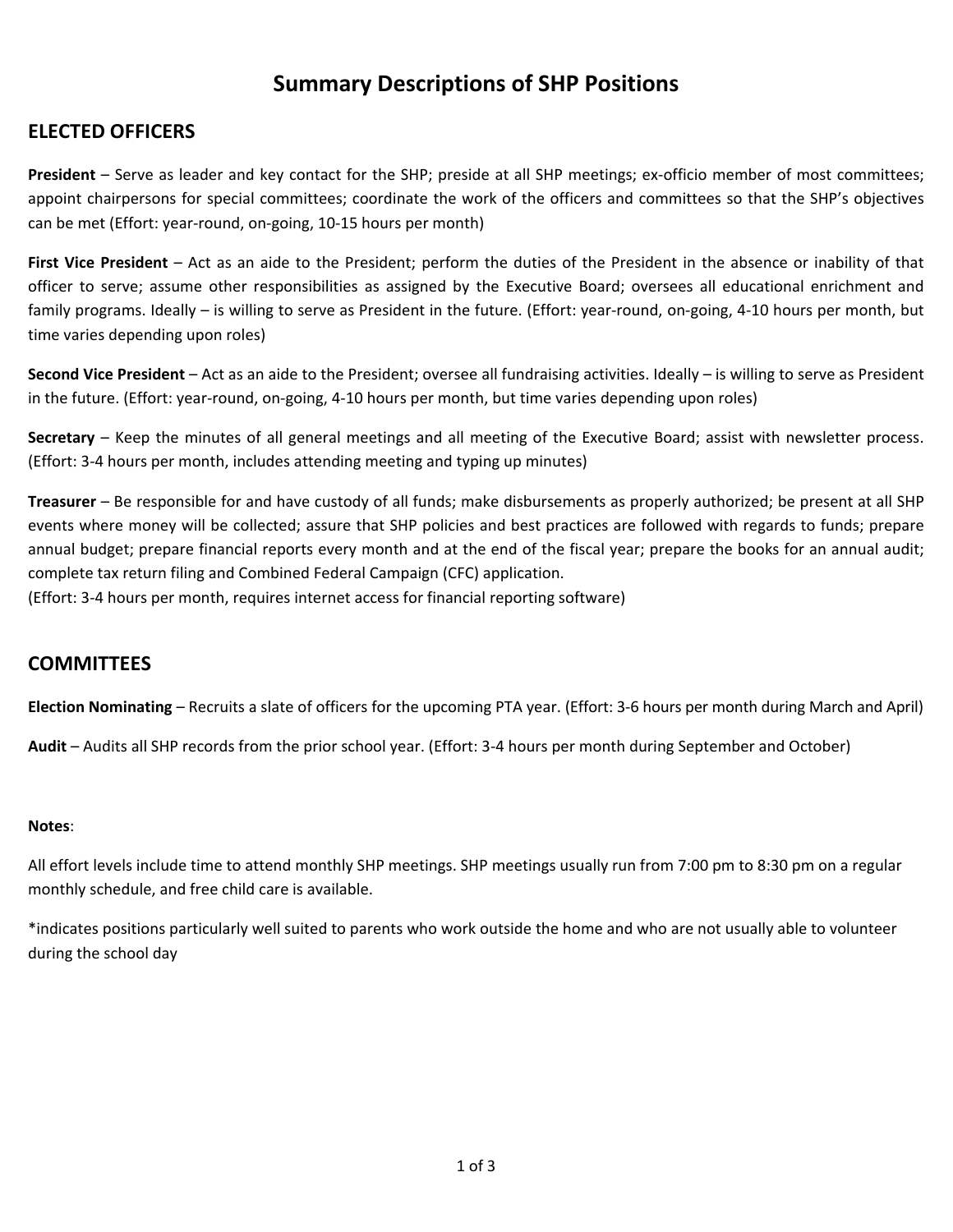# Summary Descriptions of SHP Positions

## ELECTED OFFICERS

**President** – Serve as leader and key contact for the SHP; preside at all SHP meetings; ex-officio member of most committees; appoint chairpersons for special committees; coordinate the work of the officers and committees so that the SHP's objectives can be met (Effort: year-round, on-going, 10-15 hours per month)

**First Vice President** – Act as an aide to the President; perform the duties of the President in the absence or inability of that officer to serve; assume other responsibilities as assigned by the Executive Board; oversees all educational enrichment and family programs. Ideally – is willing to serve as President in the future. (Effort: year-round, on-going, 4-10 hours per month, but time varies depending upon roles)

**Second Vice President** – Act as an aide to the President; oversee all fundraising activities. Ideally – is willing to serve as President in the future. (Effort: year-round, on-going, 4-10 hours per month, but time varies depending upon roles)

**Secretary** – Keep the minutes of all general meetings and all meeting of the Executive Board; assist with newsletter process. (Effort: 3-4 hours per month, includes attending meeting and typing up minutes)

**Treasurer** – Be responsible for and have custody of all funds; make disbursements as properly authorized; be present at all SHP events where money will be collected; assure that SHP policies and best practices are followed with regards to funds; prepare annual budget; prepare financial reports every month and at the end of the fiscal year; prepare the books for an annual audit; complete tax return filing and Combined Federal Campaign (CFC) application.
(Effort: 3-4 hours per month, requires internet access for financial reporting software)

## COMMITTEES

**Election Nominating** – Recruits a slate of officers for the upcoming PTA year. (Effort: 3-6 hours per month during March and April)

**Audit** – Audits all SHP records from the prior school year. (Effort: 3-4 hours per month during September and October)

**Notes**:

All effort levels include time to attend monthly SHP meetings. SHP meetings usually run from 7:00 pm to 8:30 pm on a regular monthly schedule, and free child care is available.

*indicates positions particularly well suited to parents who work outside the home and who are not usually able to volunteer during the school day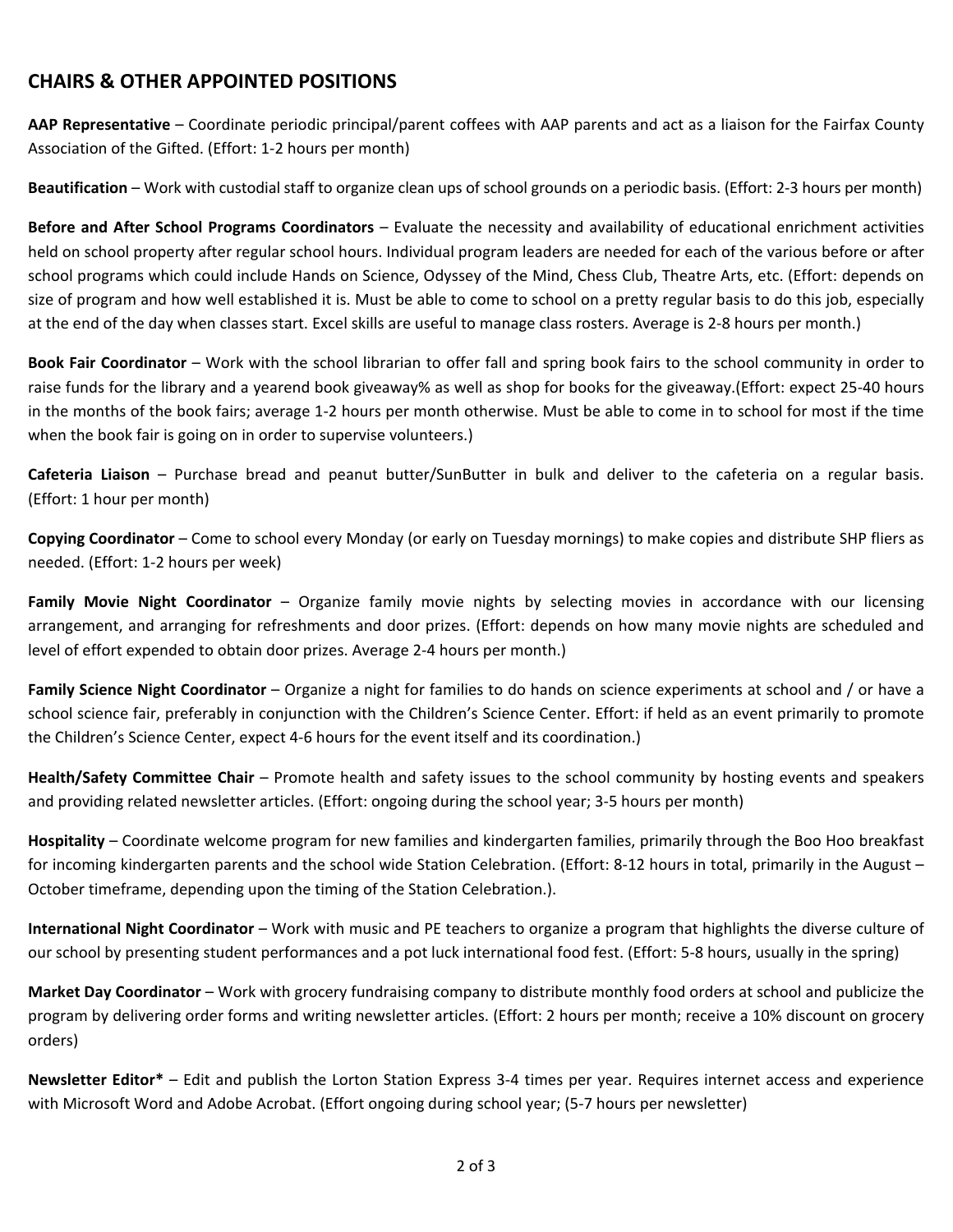## CHAIRS & OTHER APPOINTED POSITIONS

**AAP Representative** – Coordinate periodic principal/parent coffees with AAP parents and act as a liaison for the Fairfax County Association of the Gifted. (Effort: 1-2 hours per month)

**Beautification** – Work with custodial staff to organize clean ups of school grounds on a periodic basis. (Effort: 2-3 hours per month)

**Before and After School Programs Coordinators** – Evaluate the necessity and availability of educational enrichment activities held on school property after regular school hours. Individual program leaders are needed for each of the various before or after school programs which could include Hands on Science, Odyssey of the Mind, Chess Club, Theatre Arts, etc. (Effort: depends on size of program and how well established it is. Must be able to come to school on a pretty regular basis to do this job, especially at the end of the day when classes start. Excel skills are useful to manage class rosters. Average is 2-8 hours per month.)

**Book Fair Coordinator** – Work with the school librarian to offer fall and spring book fairs to the school community in order to raise funds for the library and a yearend book giveaway% as well as shop for books for the giveaway.(Effort: expect 25-40 hours in the months of the book fairs; average 1-2 hours per month otherwise. Must be able to come in to school for most if the time when the book fair is going on in order to supervise volunteers.)

**Cafeteria Liaison** – Purchase bread and peanut butter/SunButter in bulk and deliver to the cafeteria on a regular basis. (Effort: 1 hour per month)

**Copying Coordinator** – Come to school every Monday (or early on Tuesday mornings) to make copies and distribute SHP fliers as needed. (Effort: 1-2 hours per week)

**Family Movie Night Coordinator** – Organize family movie nights by selecting movies in accordance with our licensing arrangement, and arranging for refreshments and door prizes. (Effort: depends on how many movie nights are scheduled and level of effort expended to obtain door prizes. Average 2-4 hours per month.)

**Family Science Night Coordinator** – Organize a night for families to do hands on science experiments at school and / or have a school science fair, preferably in conjunction with the Children's Science Center. Effort: if held as an event primarily to promote the Children's Science Center, expect 4-6 hours for the event itself and its coordination.)

**Health/Safety Committee Chair** – Promote health and safety issues to the school community by hosting events and speakers and providing related newsletter articles. (Effort: ongoing during the school year; 3-5 hours per month)

**Hospitality** – Coordinate welcome program for new families and kindergarten families, primarily through the Boo Hoo breakfast for incoming kindergarten parents and the school wide Station Celebration. (Effort: 8-12 hours in total, primarily in the August – October timeframe, depending upon the timing of the Station Celebration.).

**International Night Coordinator** – Work with music and PE teachers to organize a program that highlights the diverse culture of our school by presenting student performances and a pot luck international food fest. (Effort: 5-8 hours, usually in the spring)

**Market Day Coordinator** – Work with grocery fundraising company to distribute monthly food orders at school and publicize the program by delivering order forms and writing newsletter articles. (Effort: 2 hours per month; receive a 10% discount on grocery orders)

**Newsletter Editor*** – Edit and publish the Lorton Station Express 3-4 times per year. Requires internet access and experience with Microsoft Word and Adobe Acrobat. (Effort ongoing during school year; (5-7 hours per newsletter)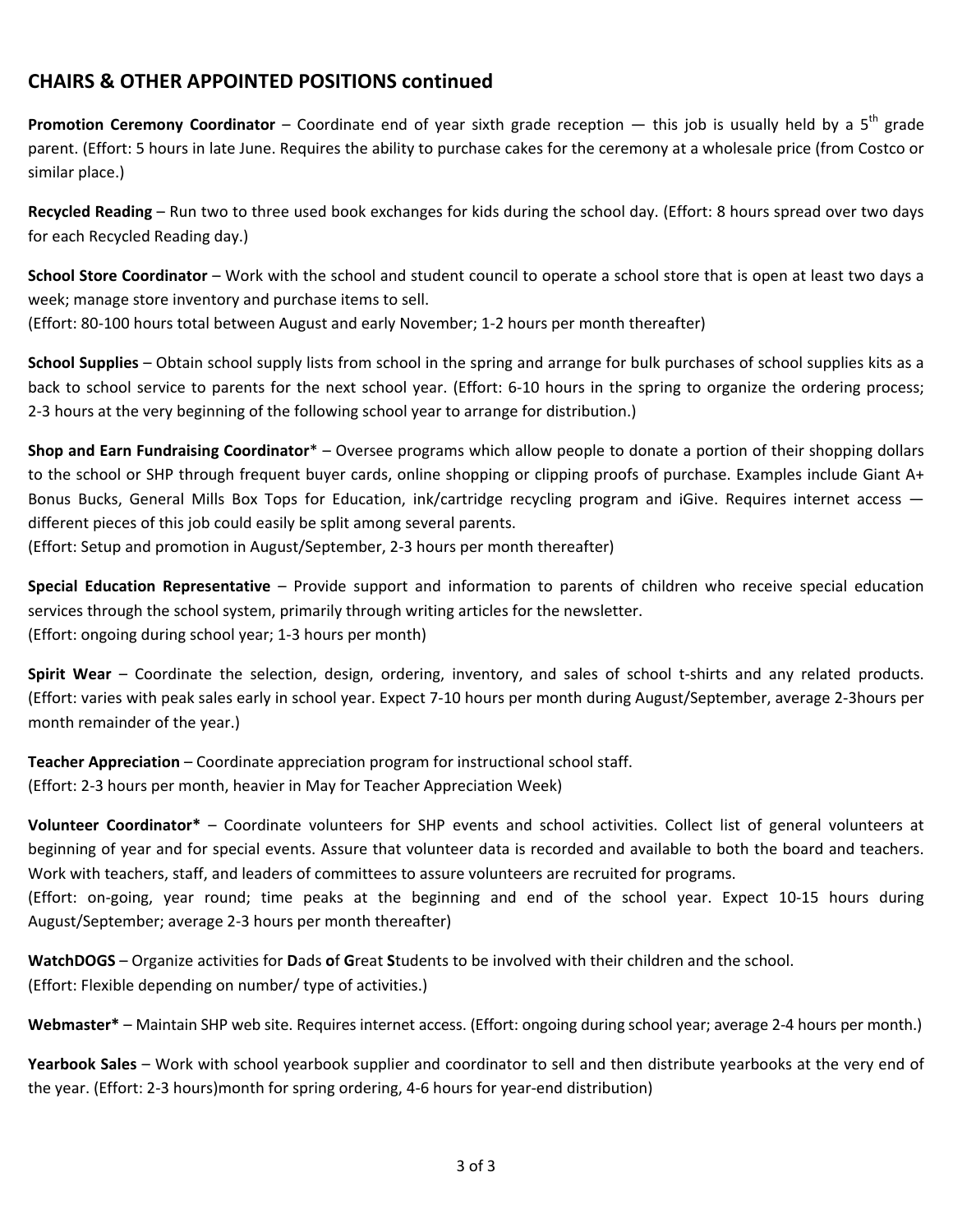## CHAIRS & OTHER APPOINTED POSITIONS continued

**Promotion Ceremony Coordinator** – Coordinate end of year sixth grade reception — this job is usually held by a 5th grade parent. (Effort: 5 hours in late June. Requires the ability to purchase cakes for the ceremony at a wholesale price (from Costco or similar place.)

**Recycled Reading** – Run two to three used book exchanges for kids during the school day. (Effort: 8 hours spread over two days for each Recycled Reading day.)

**School Store Coordinator** – Work with the school and student council to operate a school store that is open at least two days a week; manage store inventory and purchase items to sell.
(Effort: 80-100 hours total between August and early November; 1-2 hours per month thereafter)

**School Supplies** – Obtain school supply lists from school in the spring and arrange for bulk purchases of school supplies kits as a back to school service to parents for the next school year. (Effort: 6-10 hours in the spring to organize the ordering process; 2-3 hours at the very beginning of the following school year to arrange for distribution.)

**Shop and Earn Fundraising Coordinator*** – Oversee programs which allow people to donate a portion of their shopping dollars to the school or SHP through frequent buyer cards, online shopping or clipping proofs of purchase. Examples include Giant A+ Bonus Bucks, General Mills Box Tops for Education, ink/cartridge recycling program and iGive. Requires internet access — different pieces of this job could easily be split among several parents.
(Effort: Setup and promotion in August/September, 2-3 hours per month thereafter)

**Special Education Representative** – Provide support and information to parents of children who receive special education services through the school system, primarily through writing articles for the newsletter.
(Effort: ongoing during school year; 1-3 hours per month)

**Spirit Wear** – Coordinate the selection, design, ordering, inventory, and sales of school t-shirts and any related products. (Effort: varies with peak sales early in school year. Expect 7-10 hours per month during August/September, average 2-3hours per month remainder of the year.)

**Teacher Appreciation** – Coordinate appreciation program for instructional school staff.
(Effort: 2-3 hours per month, heavier in May for Teacher Appreciation Week)

**Volunteer Coordinator*** – Coordinate volunteers for SHP events and school activities. Collect list of general volunteers at beginning of year and for special events. Assure that volunteer data is recorded and available to both the board and teachers. Work with teachers, staff, and leaders of committees to assure volunteers are recruited for programs.
(Effort: on-going, year round; time peaks at the beginning and end of the school year. Expect 10-15 hours during August/September; average 2-3 hours per month thereafter)

**WatchDOGS** – Organize activities for **D**ads **o**f **G**reat **S**tudents to be involved with their children and the school.
(Effort: Flexible depending on number/ type of activities.)

**Webmaster*** – Maintain SHP web site. Requires internet access. (Effort: ongoing during school year; average 2-4 hours per month.)

**Yearbook Sales** – Work with school yearbook supplier and coordinator to sell and then distribute yearbooks at the very end of the year. (Effort: 2-3 hours)month for spring ordering, 4-6 hours for year-end distribution)